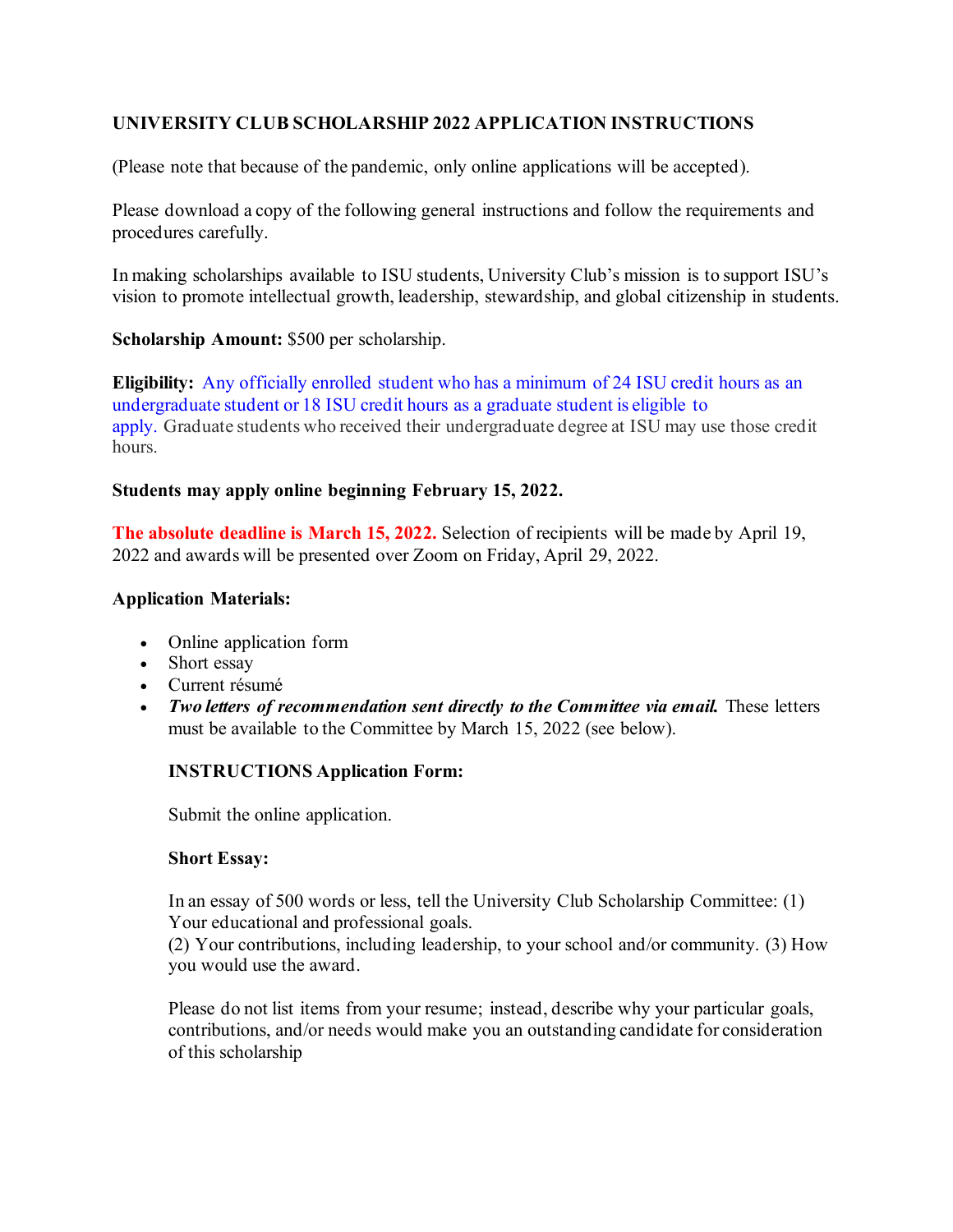**UNIVERSITY CLUB SCHOLARSHIP 2022 APPLICATION INSTRUCTIONS**

(Please note that because of the pandemic, only online applications will be accepted).

Please download a copy of the following general instructions and follow the requirements and procedures carefully.

In making scholarships available to ISU students, University Club's mission is to support ISU's vision to promote intellectual growth, leadership, stewardship, and global citizenship in students.

**Scholarship Amount:** $500 per scholarship.

**Eligibility:** Any officially enrolled student who has a minimum of 24 ISU credit hours as an undergraduate student or 18 ISU credit hours as a graduate student is eligible to apply. Graduate students who received their undergraduate degree at ISU may use those credit hours.

**Students may apply online beginning February 15, 2022.**

**The absolute deadline is March 15, 2022.** Selection of recipients will be made by April 19, 2022 and awards will be presented over Zoom on Friday, April 29, 2022.

**Application Materials:**

- Online application form
- Short essay
- Current résumé
- ***Two letters of recommendation sent directly to the Committee via email.*** These letters must be available to the Committee by March 15, 2022 (see below).

**INSTRUCTIONS Application Form:**

Submit the online application.

**Short Essay:**

In an essay of 500 words or less, tell the University Club Scholarship Committee: (1) Your educational and professional goals.
(2) Your contributions, including leadership, to your school and/or community. (3) How you would use the award.

Please do not list items from your resume; instead, describe why your particular goals, contributions, and/or needs would make you an outstanding candidate for consideration of this scholarship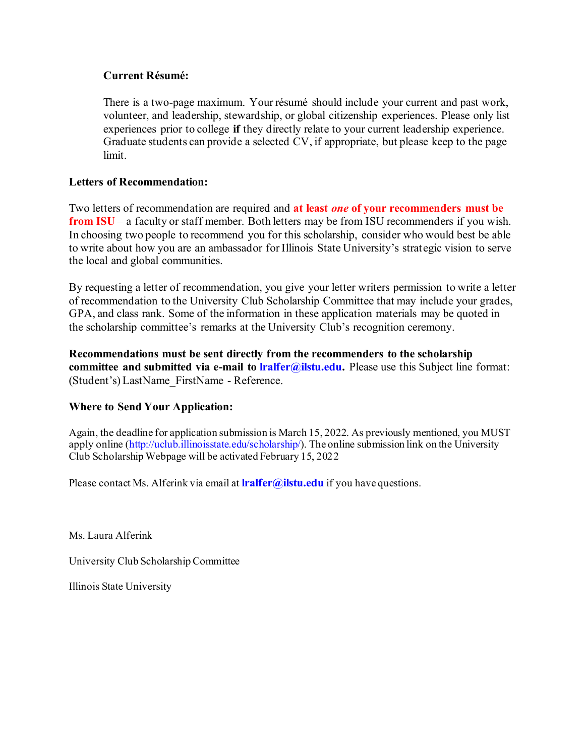**Current Résumé:**

There is a two-page maximum. Your résumé should include your current and past work, volunteer, and leadership, stewardship, or global citizenship experiences. Please only list experiences prior to college **if** they directly relate to your current leadership experience. Graduate students can provide a selected CV, if appropriate, but please keep to the page limit.

**Letters of Recommendation:**

Two letters of recommendation are required and **at least *one* of your recommenders must be from ISU** – a faculty or staff member. Both letters may be from ISU recommenders if you wish. In choosing two people to recommend you for this scholarship, consider who would best be able to write about how you are an ambassador for Illinois State University's strategic vision to serve the local and global communities.

By requesting a letter of recommendation, you give your letter writers permission to write a letter of recommendation to the University Club Scholarship Committee that may include your grades, GPA, and class rank. Some of the information in these application materials may be quoted in the scholarship committee's remarks at the University Club's recognition ceremony.

**Recommendations must be sent directly from the recommenders to the scholarship committee and submitted via e-mail to lralfer@ilstu.edu.** Please use this Subject line format: (Student's) LastName_FirstName - Reference.

**Where to Send Your Application:**

Again, the deadline for application submission is March 15, 2022. As previously mentioned, you MUST apply online (http://uclub.illinoisstate.edu/scholarship/). The online submission link on the University Club Scholarship Webpage will be activated February 15, 2022

Please contact Ms. Alferink via email at **lralfer@ilstu.edu** if you have questions.

Ms. Laura Alferink

University Club Scholarship Committee

Illinois State University